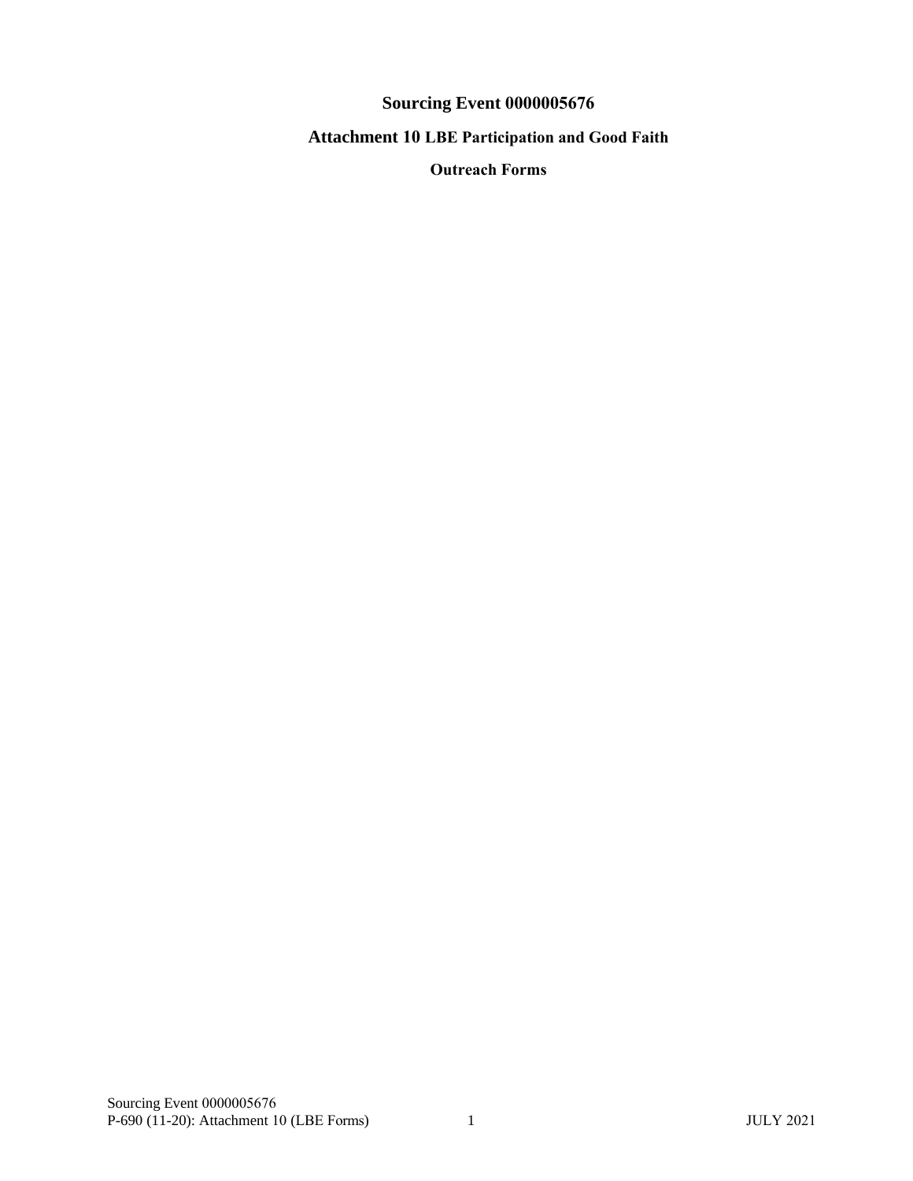# Sourcing Event 0000005676

## Attachment 10 LBE Participation and Good Faith

### Outreach Forms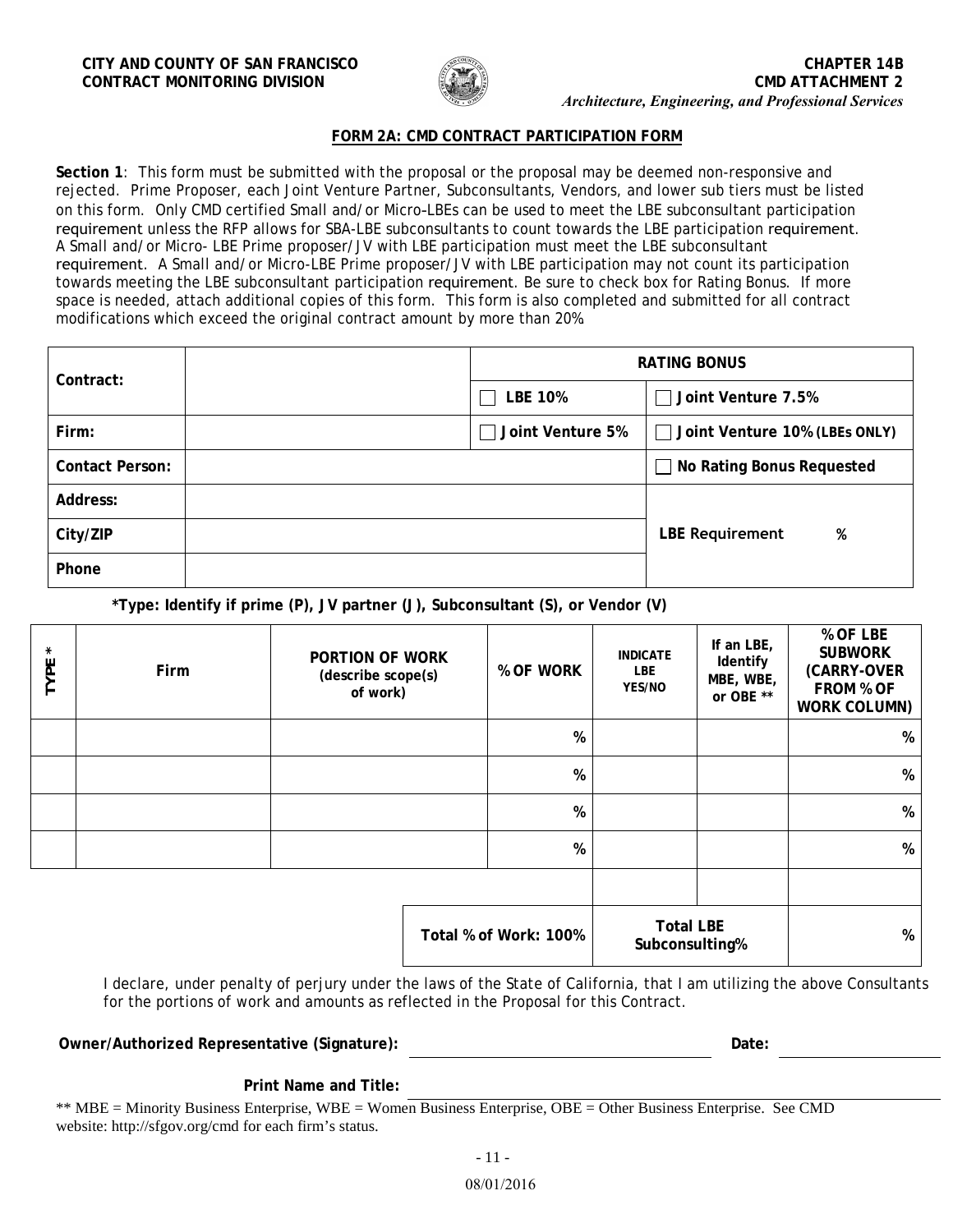**CITY AND COUNTY OF SAN FRANCISCO**
**CONTRACT MONITORING DIVISION**

**CHAPTER 14B**
**CMD ATTACHMENT 2**
*Architecture, Engineering, and Professional Services*

## FORM 2A: CMD CONTRACT PARTICIPATION FORM

**Section 1**: This form must be submitted with the proposal or the proposal may be deemed non-responsive and rejected. Prime Proposer, each Joint Venture Partner, Subconsultants, Vendors, and lower sub tiers must be listed on this form. Only CMD certified Small and/or Micro-LBEs can be used to meet the LBE subconsultant participation requirement unless the RFP allows for SBA-LBE subconsultants to count towards the LBE participation requirement. A Small and/or Micro- LBE Prime proposer/JV with LBE participation must meet the LBE subconsultant requirement. A Small and/or Micro-LBE Prime proposer/JV with LBE participation may not count its participation towards meeting the LBE subconsultant participation requirement. Be sure to check box for Rating Bonus. If more space is needed, attach additional copies of this form. This form is also completed and submitted for all contract modifications which exceed the original contract amount by more than 20%.

| | | RATING BONUS | |
|---|---|---|---|
| **Contract:** | | ☐ LBE 10% | ☐ Joint Venture 7.5% |
| **Firm:** | | ☐ Joint Venture 5% | ☐ Joint Venture 10% (LBEs ONLY) |
| **Contact Person:** | | | ☐ No Rating Bonus Requested |
| **Address:** | | | |
| **City/ZIP** | | | **LBE Requirement %** |
| **Phone** | | | |

**\*Type: Identify if prime (P), JV partner (J), Subconsultant (S), or Vendor (V)**

| TYPE * | Firm | PORTION OF WORK (describe scope(s) of work) | % OF WORK | INDICATE LBE YES/NO | If an LBE, Identify MBE, WBE, or OBE ** | % OF LBE SUBWORK (CARRY-OVER FROM % OF WORK COLUMN) |
|---|---|---|---|---|---|---|
| | | | % | | | % |
| | | | % | | | % |
| | | | % | | | % |
| | | | % | | | % |
| | | | | | | |
| | | | Total % of Work: 100% | Total LBE Subconsulting% | | % |

I declare, under penalty of perjury under the laws of the State of California, that I am utilizing the above Consultants for the portions of work and amounts as reflected in the Proposal for this Contract.

**Owner/Authorized Representative (Signature):** ______________________ **Date:** ____________

**Print Name and Title:** ______________________

** MBE = Minority Business Enterprise, WBE = Women Business Enterprise, OBE = Other Business Enterprise. See CMD website: http://sfgov.org/cmd for each firm's status.

08/01/2016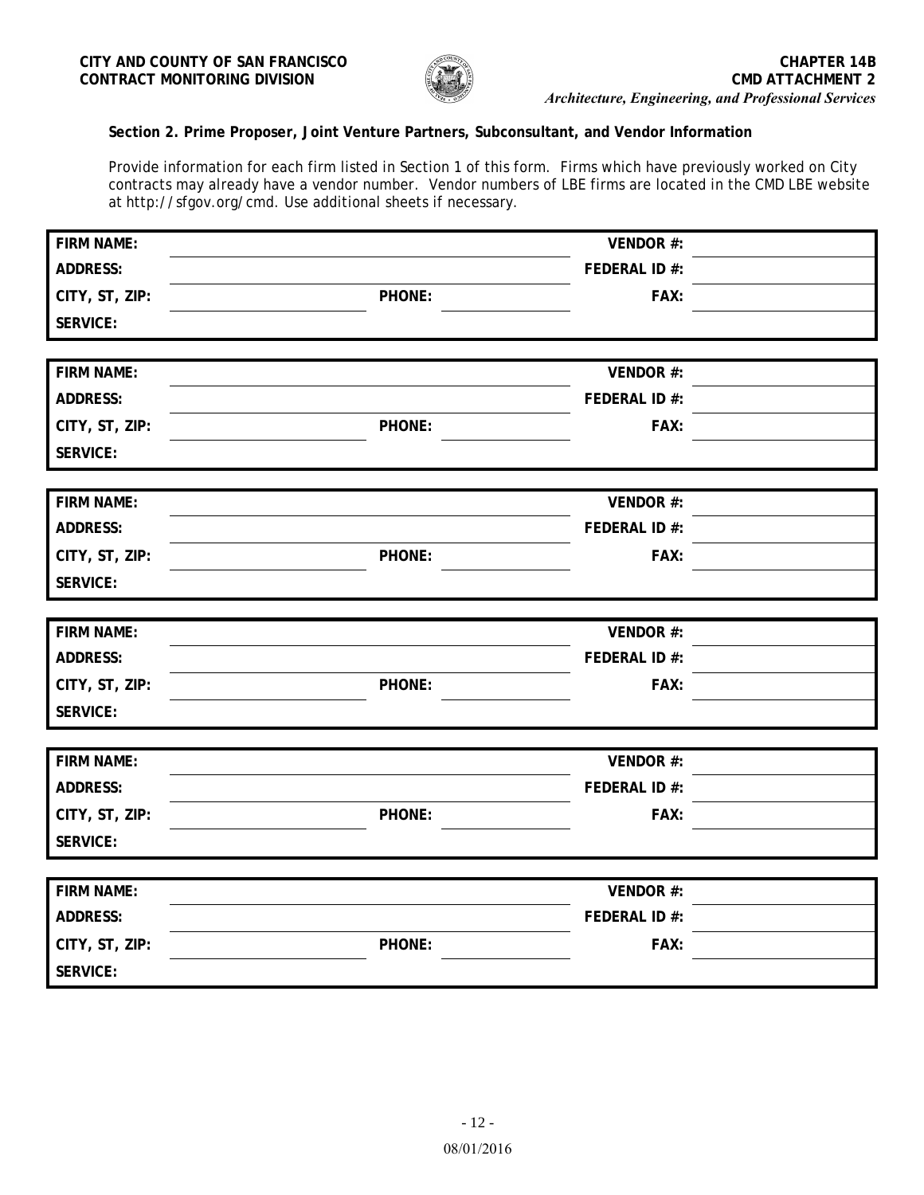**Section 2. Prime Proposer, Joint Venture Partners, Subconsultant, and Vendor Information**

Provide information for each firm listed in Section 1 of this form. Firms which have previously worked on City contracts may already have a vendor number. Vendor numbers of LBE firms are located in the CMD LBE website at http://sfgov.org/cmd. Use additional sheets if necessary.

| | | | | | |
|---|---|---|---|---|---|
| **FIRM NAME:** | | | | **VENDOR #:** | |
| **ADDRESS:** | | | | **FEDERAL ID #:** | |
| **CITY, ST, ZIP:** | | **PHONE:** | | **FAX:** | |
| **SERVICE:** | | | | | |

| | | | | | |
|---|---|---|---|---|---|
| **FIRM NAME:** | | | | **VENDOR #:** | |
| **ADDRESS:** | | | | **FEDERAL ID #:** | |
| **CITY, ST, ZIP:** | | **PHONE:** | | **FAX:** | |
| **SERVICE:** | | | | | |

| | | | | | |
|---|---|---|---|---|---|
| **FIRM NAME:** | | | | **VENDOR #:** | |
| **ADDRESS:** | | | | **FEDERAL ID #:** | |
| **CITY, ST, ZIP:** | | **PHONE:** | | **FAX:** | |
| **SERVICE:** | | | | | |

| | | | | | |
|---|---|---|---|---|---|
| **FIRM NAME:** | | | | **VENDOR #:** | |
| **ADDRESS:** | | | | **FEDERAL ID #:** | |
| **CITY, ST, ZIP:** | | **PHONE:** | | **FAX:** | |
| **SERVICE:** | | | | | |

| | | | | | |
|---|---|---|---|---|---|
| **FIRM NAME:** | | | | **VENDOR #:** | |
| **ADDRESS:** | | | | **FEDERAL ID #:** | |
| **CITY, ST, ZIP:** | | **PHONE:** | | **FAX:** | |
| **SERVICE:** | | | | | |

| | | | | | |
|---|---|---|---|---|---|
| **FIRM NAME:** | | | | **VENDOR #:** | |
| **ADDRESS:** | | | | **FEDERAL ID #:** | |
| **CITY, ST, ZIP:** | | **PHONE:** | | **FAX:** | |
| **SERVICE:** | | | | | |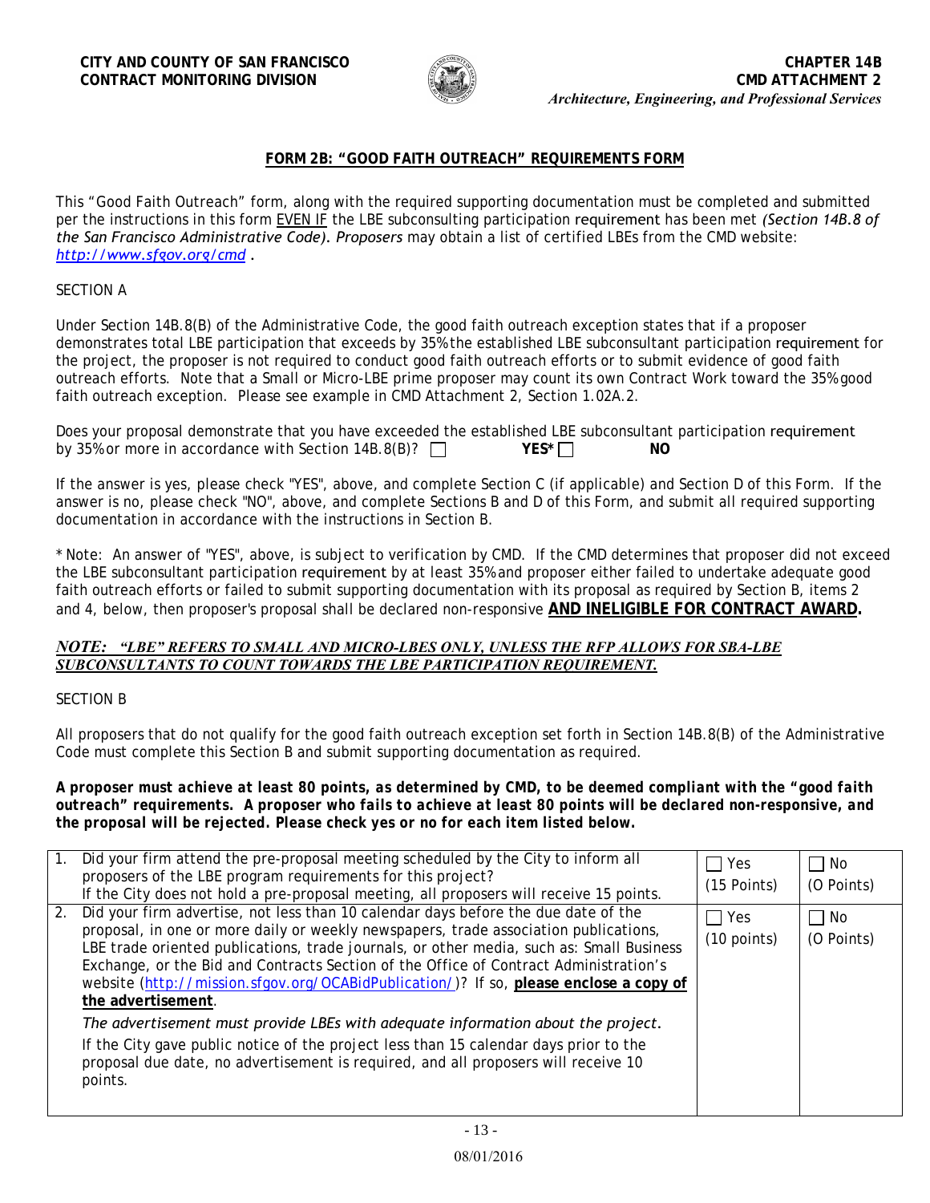CITY AND COUNTY OF SAN FRANCISCO
CONTRACT MONITORING DIVISION

CHAPTER 14B
CMD ATTACHMENT 2
*Architecture, Engineering, and Professional Services*

## FORM 2B: "GOOD FAITH OUTREACH" REQUIREMENTS FORM

This "Good Faith Outreach" form, along with the required supporting documentation must be completed and submitted per the instructions in this form EVEN IF the LBE subconsulting participation requirement has been met *(Section 14B.8 of the San Francisco Administrative Code). Proposers* may obtain a list of certified LBEs from the CMD website: *http://www.sfgov.org/cmd* .

SECTION A

Under Section 14B.8(B) of the Administrative Code, the good faith outreach exception states that if a proposer demonstrates total LBE participation that exceeds by 35% the established LBE subconsultant participation requirement for the project, the proposer is not required to conduct good faith outreach efforts or to submit evidence of good faith outreach efforts. Note that a Small or Micro-LBE prime proposer may count its own Contract Work toward the 35% good faith outreach exception. Please see example in CMD Attachment 2, Section 1.02A.2.

Does your proposal demonstrate that you have exceeded the established LBE subconsultant participation requirement by 35% or more in accordance with Section 14B.8(B)? ☐ **YES*** ☐ **NO**

If the answer is yes, please check "YES", above, and complete Section C (if applicable) and Section D of this Form. If the answer is no, please check "NO", above, and complete Sections B and D of this Form, and submit all required supporting documentation in accordance with the instructions in Section B.

* Note: An answer of "YES", above, is subject to verification by CMD. If the CMD determines that proposer did not exceed the LBE subconsultant participation requirement by at least 35% and proposer either failed to undertake adequate good faith outreach efforts or failed to submit supporting documentation with its proposal as required by Section B, items 2 and 4, below, then proposer's proposal shall be declared non-responsive **AND INELIGIBLE FOR CONTRACT AWARD.**

***NOTE: "LBE" REFERS TO SMALL AND MICRO-LBES ONLY, UNLESS THE RFP ALLOWS FOR SBA-LBE SUBCONSULTANTS TO COUNT TOWARDS THE LBE PARTICIPATION REQUIREMENT.***

SECTION B

All proposers that do not qualify for the good faith outreach exception set forth in Section 14B.8(B) of the Administrative Code must complete this Section B and submit supporting documentation as required.

***A proposer must achieve at least 80 points, as determined by CMD, to be deemed compliant with the "good faith outreach" requirements. A proposer who fails to achieve at least 80 points will be declared non-responsive, and the proposal will be rejected. Please check yes or no for each item listed below.***

| | | | |
|---|---|---|---|
| 1. | Did your firm attend the pre-proposal meeting scheduled by the City to inform all proposers of the LBE program requirements for this project?<br>If the City does not hold a pre-proposal meeting, all proposers will receive 15 points. | ☐ Yes (15 Points) | ☐ No (O Points) |
| 2. | Did your firm advertise, not less than 10 calendar days before the due date of the proposal, in one or more daily or weekly newspapers, trade association publications, LBE trade oriented publications, trade journals, or other media, such as: Small Business Exchange, or the Bid and Contracts Section of the Office of Contract Administration's website (http://mission.sfgov.org/OCABidPublication/)? If so, **please enclose a copy of the advertisement**.<br>*The advertisement must provide LBEs with adequate information about the project.*<br>If the City gave public notice of the project less than 15 calendar days prior to the proposal due date, no advertisement is required, and all proposers will receive 10 points. | ☐ Yes (10 points) | ☐ No (O Points) |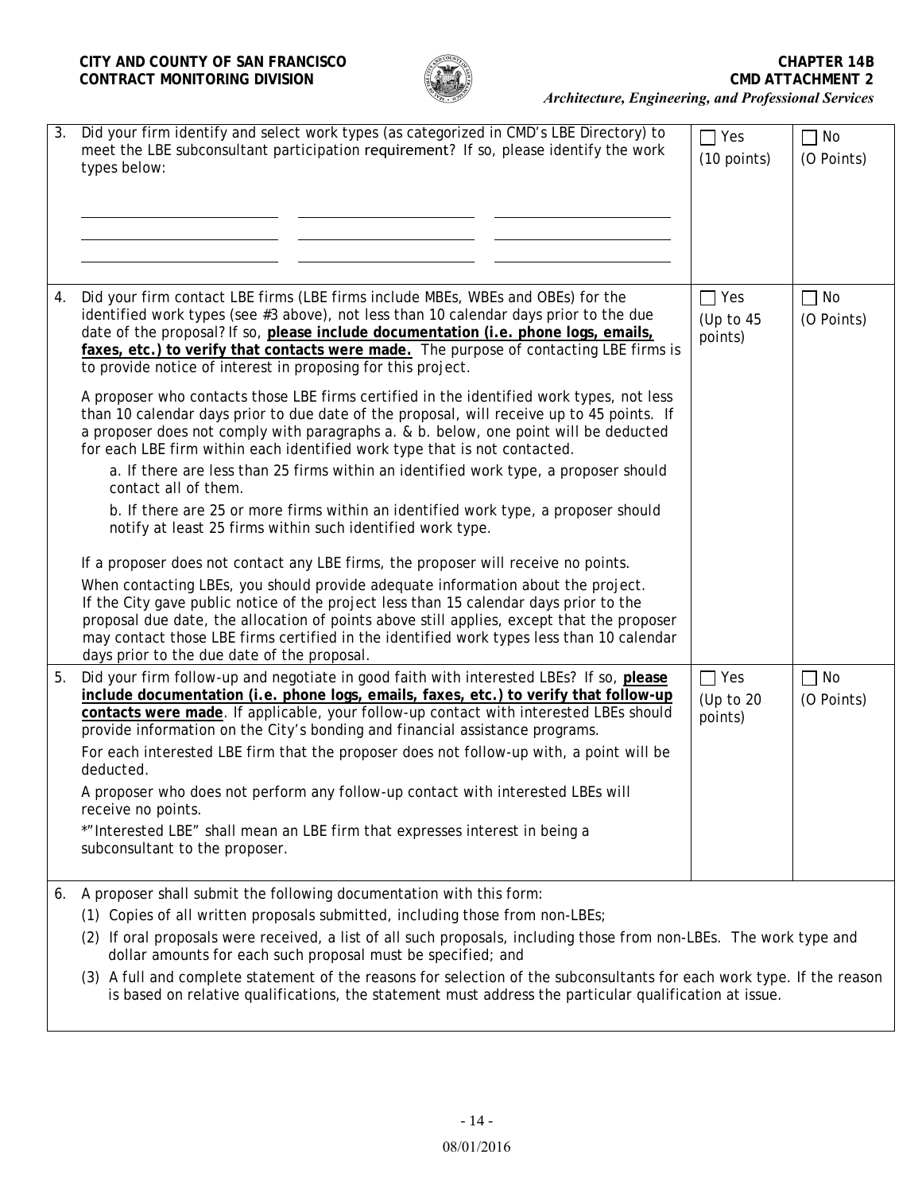| | | | |
|---|---|---|---|
| 3. | Did your firm identify and select work types (as categorized in CMD's LBE Directory) to meet the LBE subconsultant participation requirement? If so, please identify the work types below:<br><br>\_\_\_\_\_\_\_\_\_\_\_\_ \_\_\_\_\_\_\_\_\_\_\_\_ \_\_\_\_\_\_\_\_\_\_\_\_<br>\_\_\_\_\_\_\_\_\_\_\_\_ \_\_\_\_\_\_\_\_\_\_\_\_ \_\_\_\_\_\_\_\_\_\_\_\_<br>\_\_\_\_\_\_\_\_\_\_\_\_ \_\_\_\_\_\_\_\_\_\_\_\_ \_\_\_\_\_\_\_\_\_\_\_\_ | ☐ Yes (10 points) | ☐ No (O Points) |
| 4. | Did your firm contact LBE firms (LBE firms include MBEs, WBEs and OBEs) for the identified work types (see #3 above), not less than 10 calendar days prior to the due date of the proposal? If so, **please include documentation (i.e. phone logs, emails, faxes, etc.) to verify that contacts were made.** The purpose of contacting LBE firms is to provide notice of interest in proposing for this project.<br><br>A proposer who contacts those LBE firms certified in the identified work types, not less than 10 calendar days prior to due date of the proposal, will receive up to 45 points. If a proposer does not comply with paragraphs a. & b. below, one point will be deducted for each LBE firm within each identified work type that is not contacted.<br><br>a. If there are less than 25 firms within an identified work type, a proposer should contact all of them.<br><br>b. If there are 25 or more firms within an identified work type, a proposer should notify at least 25 firms within such identified work type.<br><br>If a proposer does not contact any LBE firms, the proposer will receive no points.<br><br>When contacting LBEs, you should provide adequate information about the project. If the City gave public notice of the project less than 15 calendar days prior to the proposal due date, the allocation of points above still applies, except that the proposer may contact those LBE firms certified in the identified work types less than 10 calendar days prior to the due date of the proposal. | ☐ Yes (Up to 45 points) | ☐ No (O Points) |
| 5. | Did your firm follow-up and negotiate in good faith with interested LBEs? If so, **please include documentation (i.e. phone logs, emails, faxes, etc.) to verify that follow-up contacts were made**. If applicable, your follow-up contact with interested LBEs should provide information on the City's bonding and financial assistance programs.<br><br>For each interested LBE firm that the proposer does not follow-up with, a point will be deducted.<br><br>A proposer who does not perform any follow-up contact with interested LBEs will receive no points.<br><br>*"Interested LBE" shall mean an LBE firm that expresses interest in being a subconsultant to the proposer. | ☐ Yes (Up to 20 points) | ☐ No (O Points) |

6. A proposer shall submit the following documentation with this form:

(1) Copies of all written proposals submitted, including those from non-LBEs;

(2) If oral proposals were received, a list of all such proposals, including those from non-LBEs. The work type and dollar amounts for each such proposal must be specified; and

(3) A full and complete statement of the reasons for selection of the subconsultants for each work type. If the reason is based on relative qualifications, the statement must address the particular qualification at issue.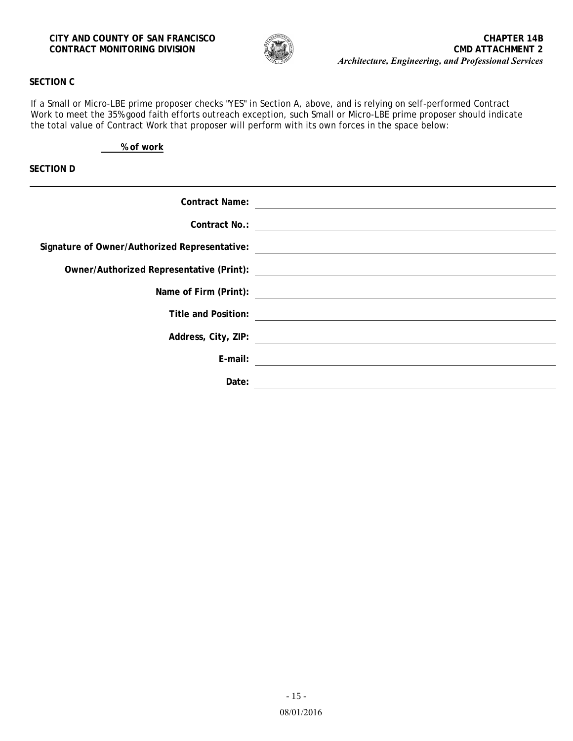## SECTION C

If a Small or Micro-LBE prime proposer checks "YES" in Section A, above, and is relying on self-performed Contract Work to meet the 35% good faith efforts outreach exception, such Small or Micro-LBE prime proposer should indicate the total value of Contract Work that proposer will perform with its own forces in the space below:

\_\_\_\_ **% of work**

## SECTION D

---

**Contract Name:** \_\_\_\_\_\_\_\_\_\_\_\_\_\_\_\_\_\_\_\_\_\_\_\_\_\_\_\_\_\_\_\_

**Contract No.:** \_\_\_\_\_\_\_\_\_\_\_\_\_\_\_\_\_\_\_\_\_\_\_\_\_\_\_\_\_\_\_\_

**Signature of Owner/Authorized Representative:** \_\_\_\_\_\_\_\_\_\_\_\_\_\_\_\_\_\_\_\_\_\_\_\_\_\_\_\_\_\_\_\_

**Owner/Authorized Representative (Print):** \_\_\_\_\_\_\_\_\_\_\_\_\_\_\_\_\_\_\_\_\_\_\_\_\_\_\_\_\_\_\_\_

**Name of Firm (Print):** \_\_\_\_\_\_\_\_\_\_\_\_\_\_\_\_\_\_\_\_\_\_\_\_\_\_\_\_\_\_\_\_

**Title and Position:** \_\_\_\_\_\_\_\_\_\_\_\_\_\_\_\_\_\_\_\_\_\_\_\_\_\_\_\_\_\_\_\_

**Address, City, ZIP:** \_\_\_\_\_\_\_\_\_\_\_\_\_\_\_\_\_\_\_\_\_\_\_\_\_\_\_\_\_\_\_\_

**E-mail:** \_\_\_\_\_\_\_\_\_\_\_\_\_\_\_\_\_\_\_\_\_\_\_\_\_\_\_\_\_\_\_\_

**Date:** \_\_\_\_\_\_\_\_\_\_\_\_\_\_\_\_\_\_\_\_\_\_\_\_\_\_\_\_\_\_\_\_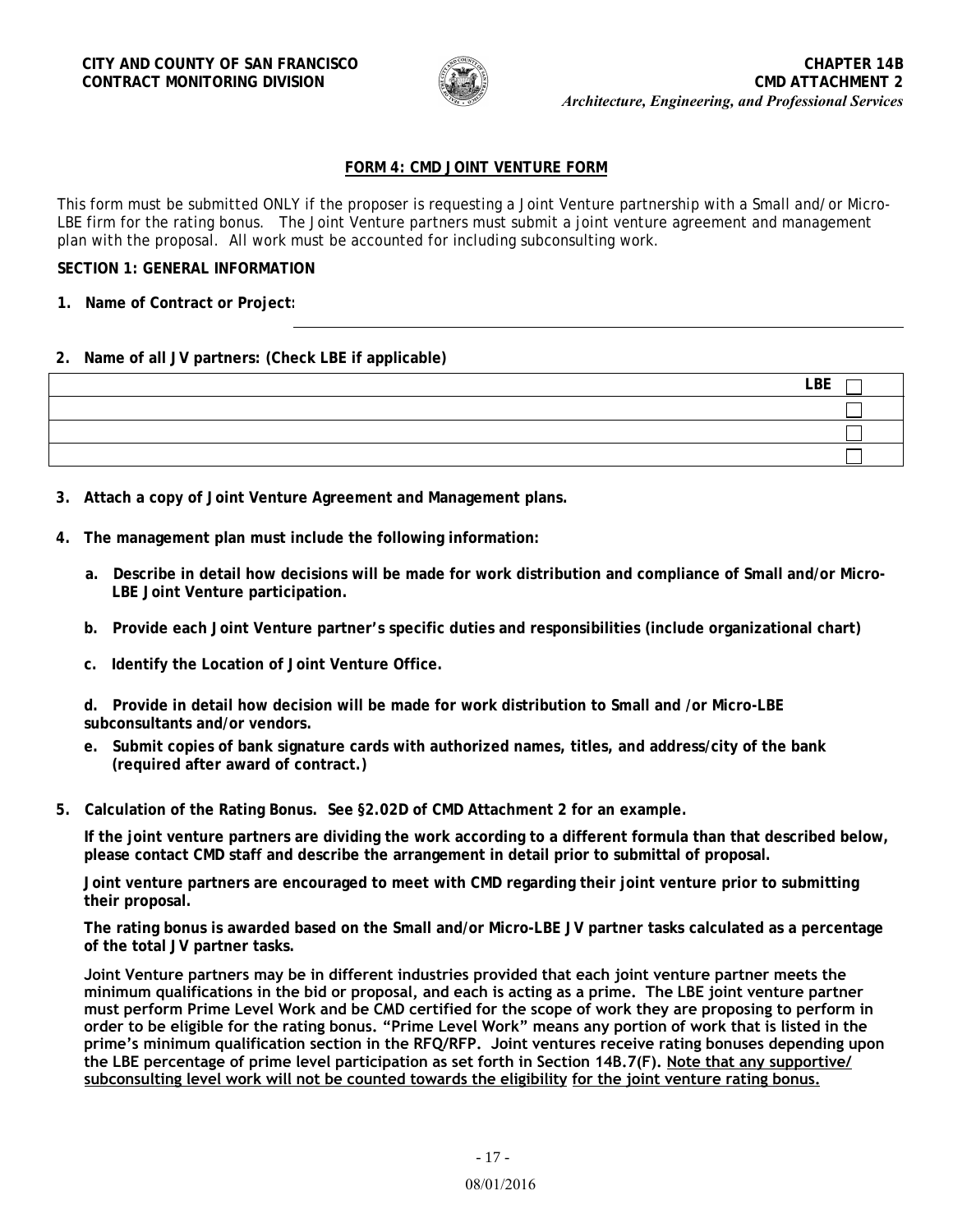CITY AND COUNTY OF SAN FRANCISCO
CONTRACT MONITORING DIVISION

CHAPTER 14B
CMD ATTACHMENT 2
*Architecture, Engineering, and Professional Services*

## FORM 4: CMD JOINT VENTURE FORM

*This form must be submitted ONLY if the proposer is requesting a Joint Venture partnership with a Small and/or Micro-LBE firm for the rating bonus. The Joint Venture partners must submit a joint venture agreement and management plan with the proposal. All work must be accounted for including subconsulting work.*

**SECTION 1: GENERAL INFORMATION**

1. **Name of Contract or Project:** ______________________________

2. **Name of all JV partners: (Check LBE if applicable)**

| | LBE |
|---|---|
| | ☐ |
| | ☐ |
| | ☐ |
| | ☐ |

3. **Attach a copy of Joint Venture Agreement and Management plans.**

4. **The management plan must include the following information:**

   a. **Describe in detail how decisions will be made for work distribution and compliance of Small and/or Micro-LBE Joint Venture participation.**

   b. **Provide each Joint Venture partner's specific duties and responsibilities (include organizational chart)**

   c. **Identify the Location of Joint Venture Office.**

   d. **Provide in detail how decision will be made for work distribution to Small and /or Micro-LBE subconsultants and/or vendors.**

   e. **Submit copies of bank signature cards with authorized names, titles, and address/city of the bank (required after award of contract.)**

5. **Calculation of the Rating Bonus. See §2.02D of CMD Attachment 2 for an example.**

   **If the joint venture partners are dividing the work according to a different formula than that described below, please contact CMD staff and describe the arrangement in detail prior to submittal of proposal.**

   **Joint venture partners are encouraged to meet with CMD regarding their joint venture prior to submitting their proposal.**

   **The rating bonus is awarded based on the Small and/or Micro-LBE JV partner tasks calculated as a percentage of the total JV partner tasks.**

   **Joint Venture partners may be in different industries provided that each joint venture partner meets the minimum qualifications in the bid or proposal, and each is acting as a prime. The LBE joint venture partner must perform Prime Level Work and be CMD certified for the scope of work they are proposing to perform in order to be eligible for the rating bonus. "Prime Level Work" means any portion of work that is listed in the prime's minimum qualification section in the RFQ/RFP. Joint ventures receive rating bonuses depending upon the LBE percentage of prime level participation as set forth in Section 14B.7(F). <u>Note that any supportive/ subconsulting level work will not be counted towards the eligibility for the joint venture rating bonus.</u>**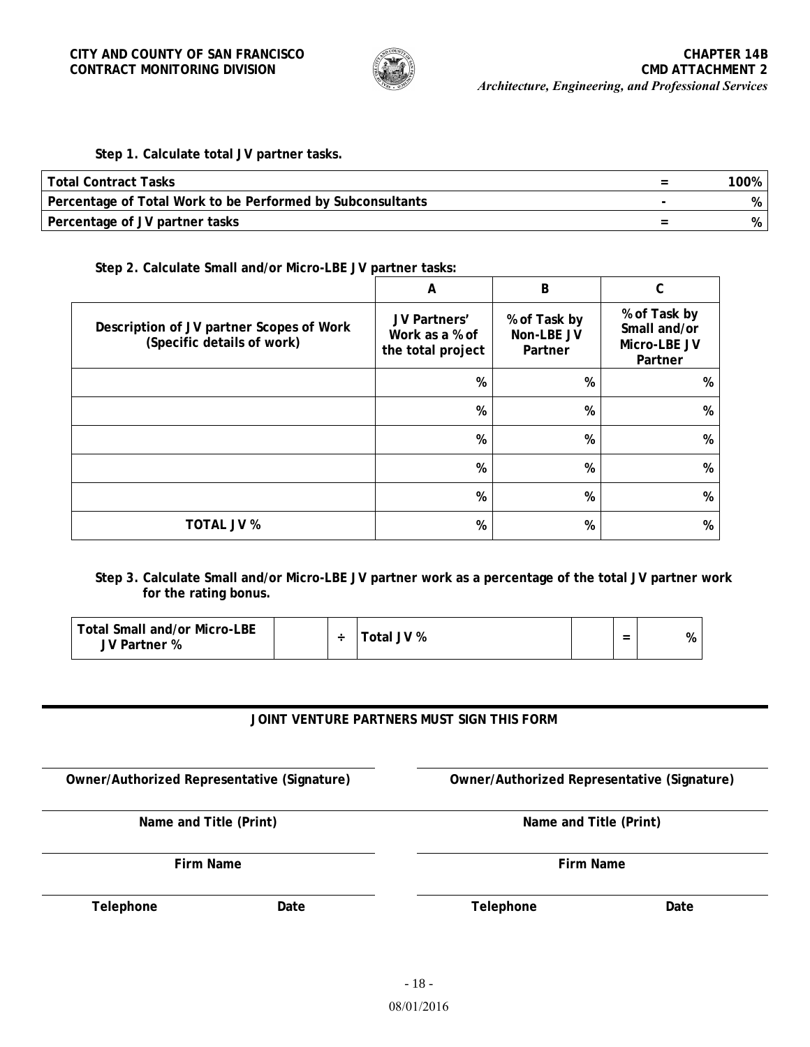**Step 1. Calculate total JV partner tasks.**

| | | |
|---|---|---|
| **Total Contract Tasks** | **=** | **100%** |
| **Percentage of Total Work to be Performed by Subconsultants** | **-** | **%** |
| **Percentage of JV partner tasks** | **=** | **%** |

**Step 2. Calculate Small and/or Micro-LBE JV partner tasks:**

| | A | B | C |
|---|---|---|---|
| **Description of JV partner Scopes of Work (Specific details of work)** | **JV Partners' Work as a % of the total project** | **% of Task by Non-LBE JV Partner** | **% of Task by Small and/or Micro-LBE JV Partner** |
| | % | % | % |
| | % | % | % |
| | % | % | % |
| | % | % | % |
| | % | % | % |
| **TOTAL JV %** | % | % | % |

**Step 3. Calculate Small and/or Micro-LBE JV partner work as a percentage of the total JV partner work for the rating bonus.**

| | | | | | | |
|---|---|---|---|---|---|---|
| **Total Small and/or Micro-LBE JV Partner %** | | ÷ | **Total JV %** | | = | % |

**JOINT VENTURE PARTNERS MUST SIGN THIS FORM**

| | |
|---|---|
| **Owner/Authorized Representative (Signature)** | **Owner/Authorized Representative (Signature)** |
| **Name and Title (Print)** | **Name and Title (Print)** |
| **Firm Name** | **Firm Name** |
| **Telephone** **Date** | **Telephone** **Date** |

08/01/2016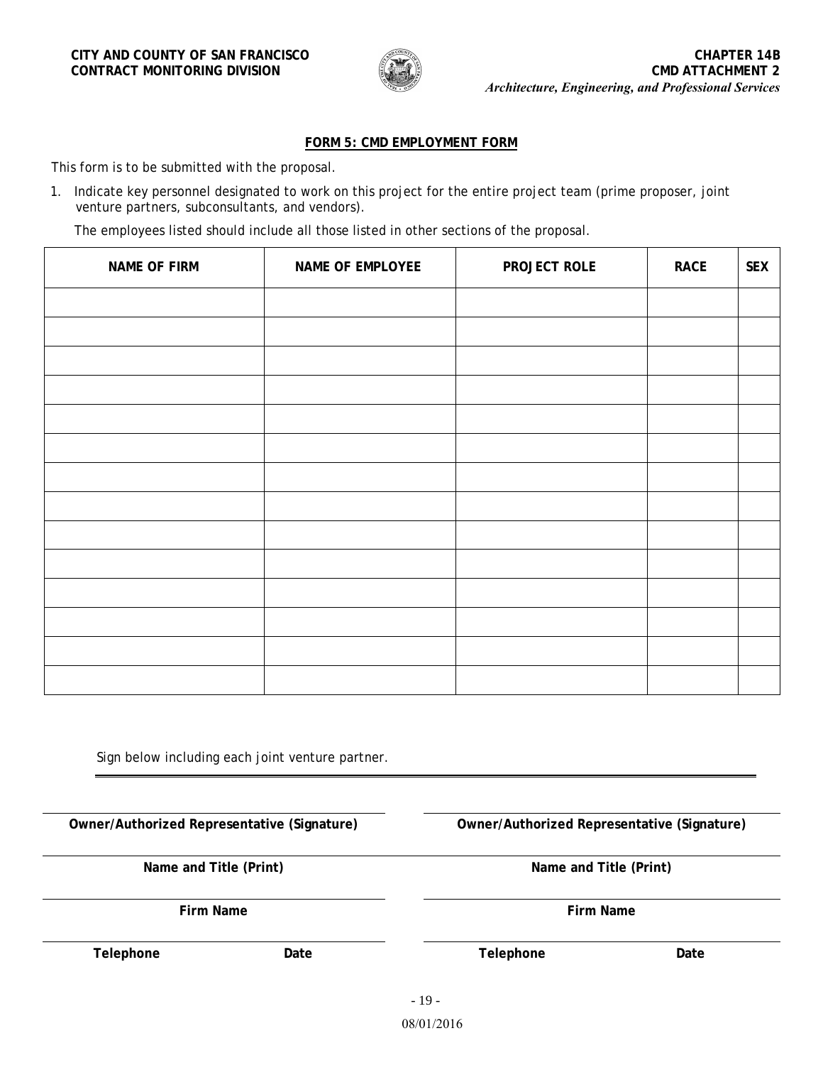CITY AND COUNTY OF SAN FRANCISCO
CONTRACT MONITORING DIVISION

CHAPTER 14B
CMD ATTACHMENT 2
*Architecture, Engineering, and Professional Services*

## FORM 5: CMD EMPLOYMENT FORM

This form is to be submitted with the proposal.

1. Indicate key personnel designated to work on this project for the entire project team (prime proposer, joint venture partners, subconsultants, and vendors).

   The employees listed should include all those listed in other sections of the proposal.

| NAME OF FIRM | NAME OF EMPLOYEE | PROJECT ROLE | RACE | SEX |
|---|---|---|---|---|
| | | | | |
| | | | | |
| | | | | |
| | | | | |
| | | | | |
| | | | | |
| | | | | |
| | | | | |
| | | | | |
| | | | | |
| | | | | |
| | | | | |
| | | | | |
| | | | | |

Sign below including each joint venture partner.

| | |
|---|---|
| **Owner/Authorized Representative (Signature)** | **Owner/Authorized Representative (Signature)** |
| **Name and Title (Print)** | **Name and Title (Print)** |
| **Firm Name** | **Firm Name** |
| **Telephone** **Date** | **Telephone** **Date** |

08/01/2016